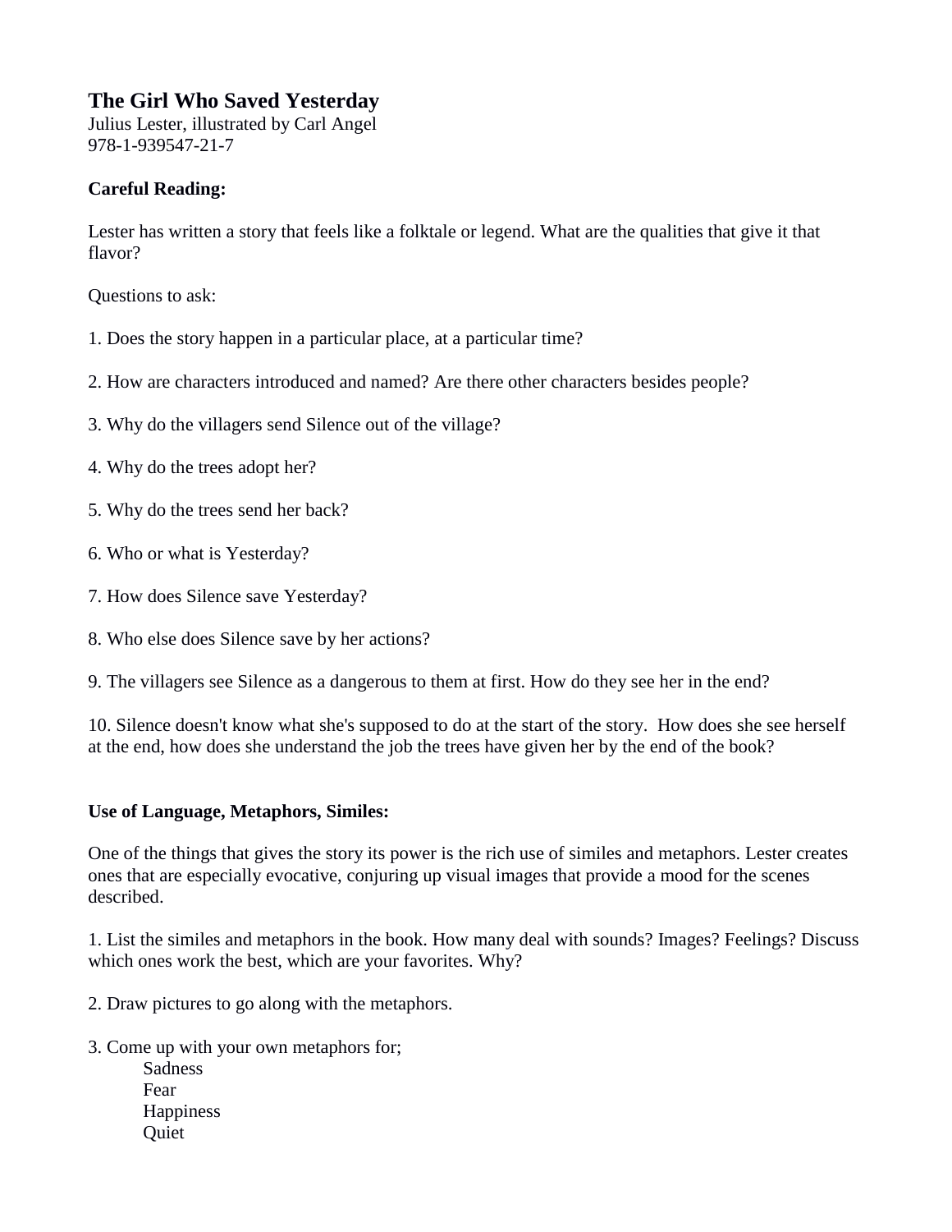# The Girl Who Saved Yesterday

Julius Lester, illustrated by Carl Angel
978-1-939547-21-7

**Careful Reading:**

Lester has written a story that feels like a folktale or legend. What are the qualities that give it that flavor?

Questions to ask:

1. Does the story happen in a particular place, at a particular time?

2. How are characters introduced and named? Are there other characters besides people?

3. Why do the villagers send Silence out of the village?

4. Why do the trees adopt her?

5. Why do the trees send her back?

6. Who or what is Yesterday?

7. How does Silence save Yesterday?

8. Who else does Silence save by her actions?

9. The villagers see Silence as a dangerous to them at first. How do they see her in the end?

10. Silence doesn't know what she's supposed to do at the start of the story. How does she see herself at the end, how does she understand the job the trees have given her by the end of the book?

**Use of Language, Metaphors, Similes:**

One of the things that gives the story its power is the rich use of similes and metaphors. Lester creates ones that are especially evocative, conjuring up visual images that provide a mood for the scenes described.

1. List the similes and metaphors in the book. How many deal with sounds? Images? Feelings? Discuss which ones work the best, which are your favorites. Why?

2. Draw pictures to go along with the metaphors.

3. Come up with your own metaphors for;
   - Sadness
   - Fear
   - Happiness
   - Quiet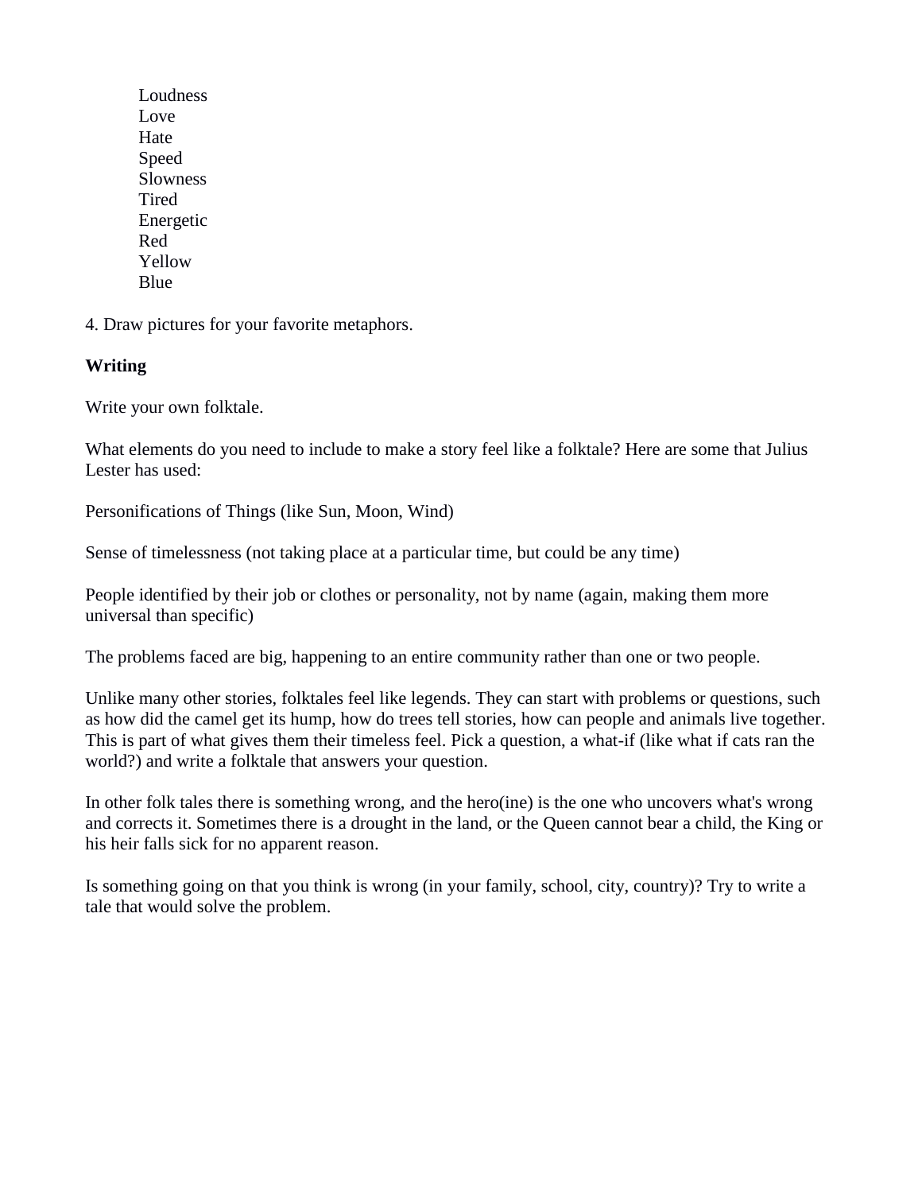Loudness
Love
Hate
Speed
Slowness
Tired
Energetic
Red
Yellow
Blue

4. Draw pictures for your favorite metaphors.

**Writing**

Write your own folktale.

What elements do you need to include to make a story feel like a folktale? Here are some that Julius Lester has used:

Personifications of Things (like Sun, Moon, Wind)

Sense of timelessness (not taking place at a particular time, but could be any time)

People identified by their job or clothes or personality, not by name (again, making them more universal than specific)

The problems faced are big, happening to an entire community rather than one or two people.

Unlike many other stories, folktales feel like legends. They can start with problems or questions, such as how did the camel get its hump, how do trees tell stories, how can people and animals live together. This is part of what gives them their timeless feel. Pick a question, a what-if (like what if cats ran the world?) and write a folktale that answers your question.

In other folk tales there is something wrong, and the hero(ine) is the one who uncovers what's wrong and corrects it. Sometimes there is a drought in the land, or the Queen cannot bear a child, the King or his heir falls sick for no apparent reason.

Is something going on that you think is wrong (in your family, school, city, country)? Try to write a tale that would solve the problem.